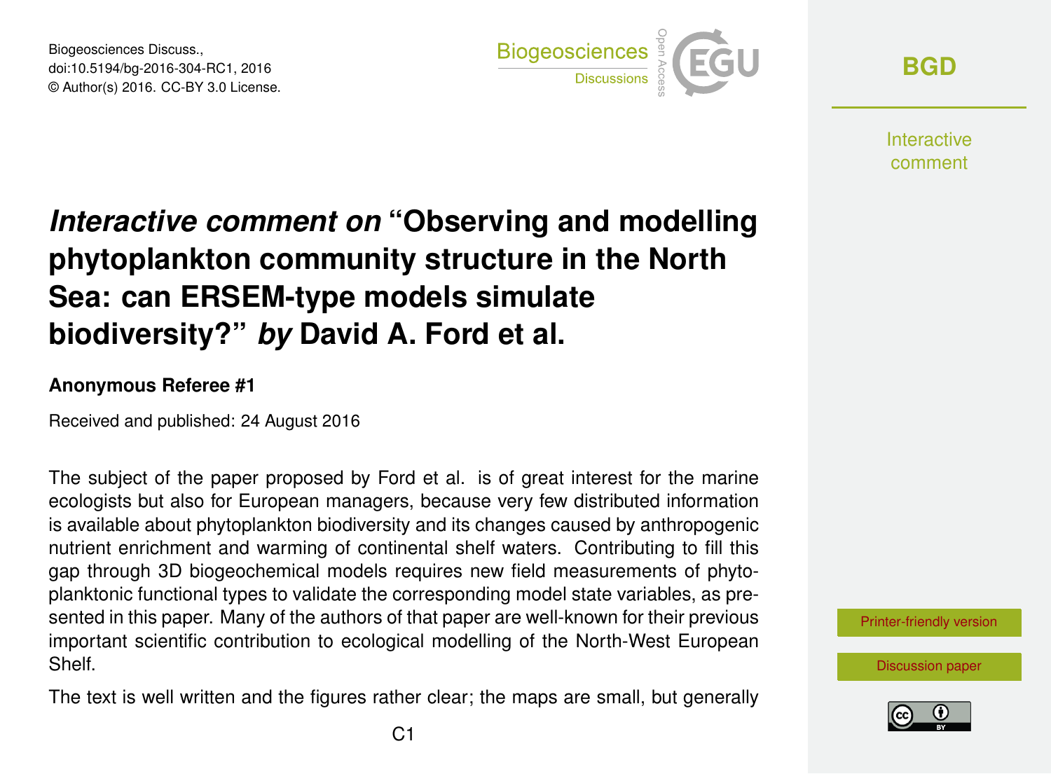# *Interactive comment on* "Observing and modelling phytoplankton community structure in the North Sea: can ERSEM-type models simulate biodiversity?" *by* David A. Ford et al.

**Anonymous Referee #1**

Received and published: 24 August 2016

The subject of the paper proposed by Ford et al. is of great interest for the marine ecologists but also for European managers, because very few distributed information is available about phytoplankton biodiversity and its changes caused by anthropogenic nutrient enrichment and warming of continental shelf waters. Contributing to fill this gap through 3D biogeochemical models requires new field measurements of phytoplanktonic functional types to validate the corresponding model state variables, as presented in this paper. Many of the authors of that paper are well-known for their previous important scientific contribution to ecological modelling of the North-West European Shelf.

The text is well written and the figures rather clear; the maps are small, but generally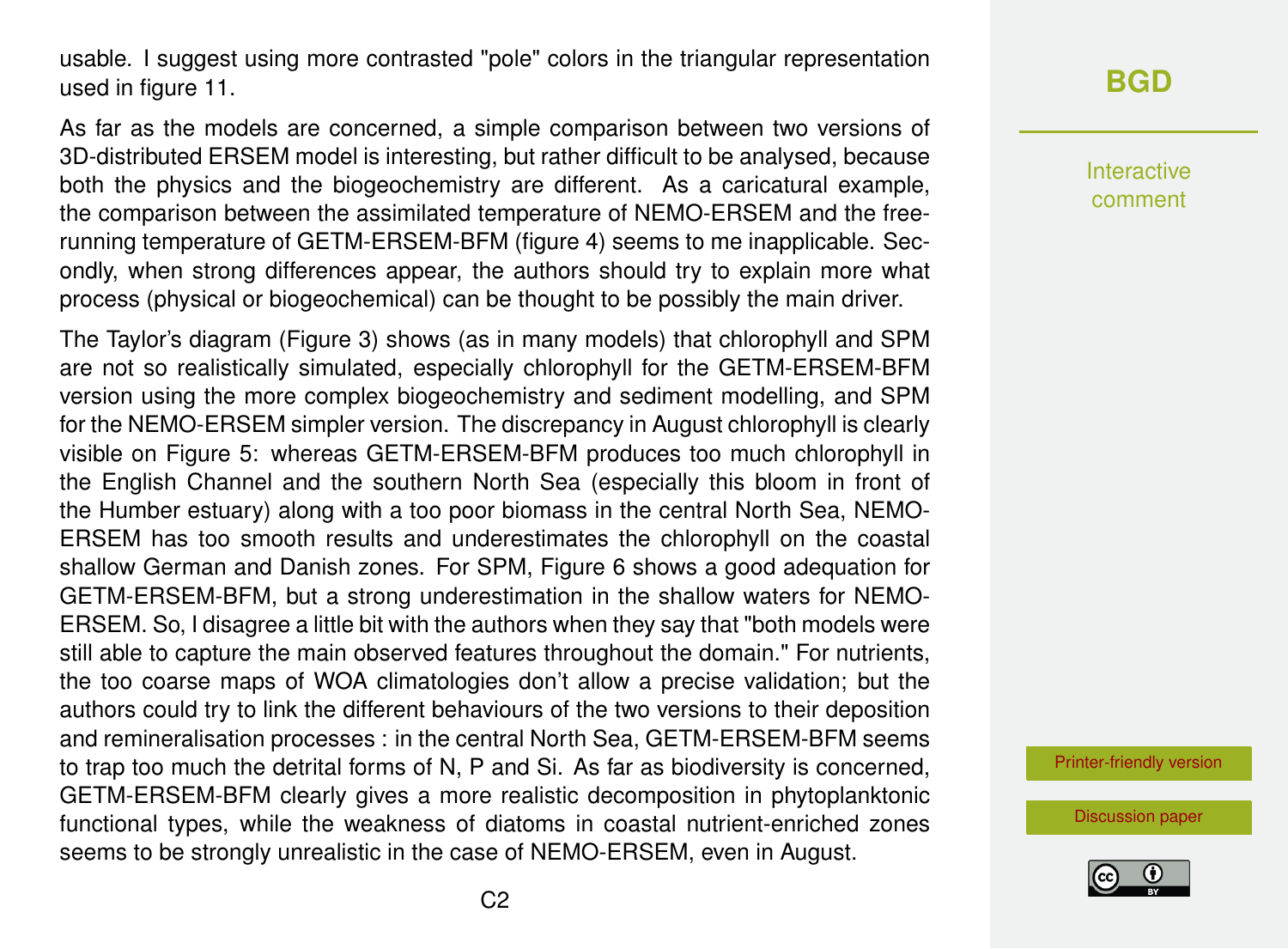usable. I suggest using more contrasted "pole" colors in the triangular representation used in figure 11.

As far as the models are concerned, a simple comparison between two versions of 3D-distributed ERSEM model is interesting, but rather difficult to be analysed, because both the physics and the biogeochemistry are different. As a caricatural example, the comparison between the assimilated temperature of NEMO-ERSEM and the free-running temperature of GETM-ERSEM-BFM (figure 4) seems to me inapplicable. Secondly, when strong differences appear, the authors should try to explain more what process (physical or biogeochemical) can be thought to be possibly the main driver.

The Taylor's diagram (Figure 3) shows (as in many models) that chlorophyll and SPM are not so realistically simulated, especially chlorophyll for the GETM-ERSEM-BFM version using the more complex biogeochemistry and sediment modelling, and SPM for the NEMO-ERSEM simpler version. The discrepancy in August chlorophyll is clearly visible on Figure 5: whereas GETM-ERSEM-BFM produces too much chlorophyll in the English Channel and the southern North Sea (especially this bloom in front of the Humber estuary) along with a too poor biomass in the central North Sea, NEMO-ERSEM has too smooth results and underestimates the chlorophyll on the coastal shallow German and Danish zones. For SPM, Figure 6 shows a good adequation for GETM-ERSEM-BFM, but a strong underestimation in the shallow waters for NEMO-ERSEM. So, I disagree a little bit with the authors when they say that "both models were still able to capture the main observed features throughout the domain." For nutrients, the too coarse maps of WOA climatologies don't allow a precise validation; but the authors could try to link the different behaviours of the two versions to their deposition and remineralisation processes : in the central North Sea, GETM-ERSEM-BFM seems to trap too much the detrital forms of N, P and Si. As far as biodiversity is concerned, GETM-ERSEM-BFM clearly gives a more realistic decomposition in phytoplanktonic functional types, while the weakness of diatoms in coastal nutrient-enriched zones seems to be strongly unrealistic in the case of NEMO-ERSEM, even in August.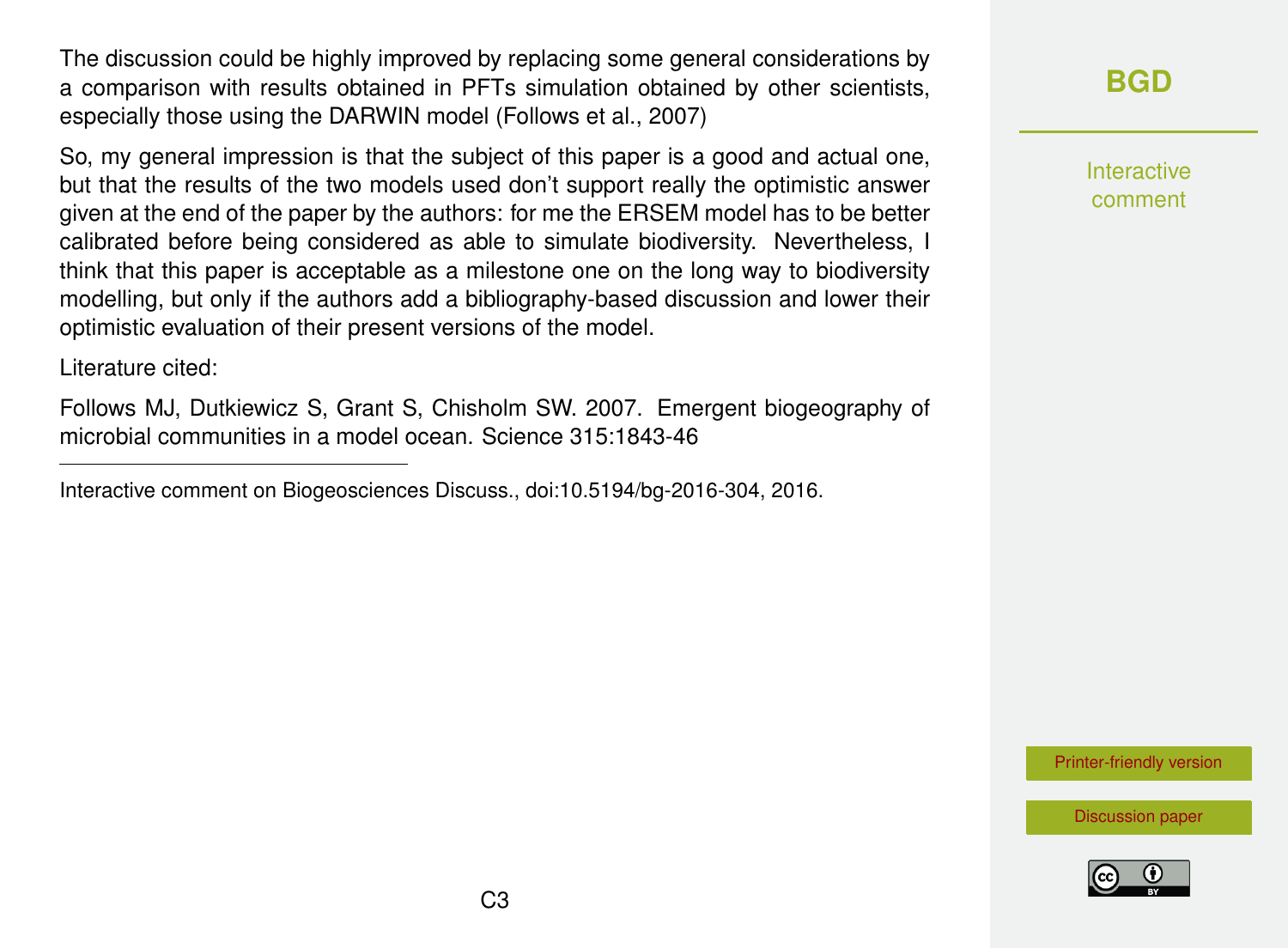The discussion could be highly improved by replacing some general considerations by a comparison with results obtained in PFTs simulation obtained by other scientists, especially those using the DARWIN model (Follows et al., 2007)

So, my general impression is that the subject of this paper is a good and actual one, but that the results of the two models used don't support really the optimistic answer given at the end of the paper by the authors: for me the ERSEM model has to be better calibrated before being considered as able to simulate biodiversity. Nevertheless, I think that this paper is acceptable as a milestone one on the long way to biodiversity modelling, but only if the authors add a bibliography-based discussion and lower their optimistic evaluation of their present versions of the model.

Literature cited:

Follows MJ, Dutkiewicz S, Grant S, Chisholm SW. 2007. Emergent biogeography of microbial communities in a model ocean. Science 315:1843-46

---

Interactive comment on Biogeosciences Discuss., doi:10.5194/bg-2016-304, 2016.